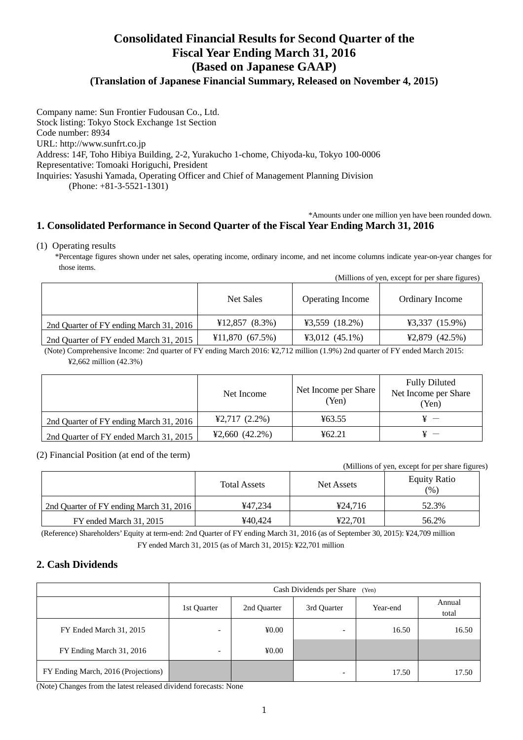# Consolidated Financial Results for Second Quarter of the Fiscal Year Ending March 31, 2016
# (Based on Japanese GAAP)
### (Translation of Japanese Financial Summary, Released on November 4, 2015)

Company name: Sun Frontier Fudousan Co., Ltd.
Stock listing: Tokyo Stock Exchange 1st Section
Code number: 8934
URL: http://www.sunfrt.co.jp
Address: 14F, Toho Hibiya Building, 2-2, Yurakucho 1-chome, Chiyoda-ku, Tokyo 100-0006
Representative: Tomoaki Horiguchi, President
Inquiries: Yasushi Yamada, Operating Officer and Chief of Management Planning Division
(Phone: +81-3-5521-1301)

*Amounts under one million yen have been rounded down.

## 1. Consolidated Performance in Second Quarter of the Fiscal Year Ending March 31, 2016

(1) Operating results

*Percentage figures shown under net sales, operating income, ordinary income, and net income columns indicate year-on-year changes for those items.

(Millions of yen, except for per share figures)

| | Net Sales | Operating Income | Ordinary Income |
|---|---|---|---|
| 2nd Quarter of FY ending March 31, 2016 | ¥12,857 (8.3%) | ¥3,559 (18.2%) | ¥3,337 (15.9%) |
| 2nd Quarter of FY ended March 31, 2015 | ¥11,870 (67.5%) | ¥3,012 (45.1%) | ¥2,879 (42.5%) |

(Note) Comprehensive Income: 2nd quarter of FY ending March 2016: ¥2,712 million (1.9%) 2nd quarter of FY ended March 2015: ¥2,662 million (42.3%)

| | Net Income | Net Income per Share (Yen) | Fully Diluted Net Income per Share (Yen) |
|---|---|---|---|
| 2nd Quarter of FY ending March 31, 2016 | ¥2,717 (2.2%) | ¥63.55 | ¥ － |
| 2nd Quarter of FY ended March 31, 2015 | ¥2,660 (42.2%) | ¥62.21 | ¥ － |

(2) Financial Position (at end of the term)

(Millions of yen, except for per share figures)

| | Total Assets | Net Assets | Equity Ratio (%) |
|---|---|---|---|
| 2nd Quarter of FY ending March 31, 2016 | ¥47,234 | ¥24,716 | 52.3% |
| FY ended March 31, 2015 | ¥40,424 | ¥22,701 | 56.2% |

(Reference) Shareholders' Equity at term-end: 2nd Quarter of FY ending March 31, 2016 (as of September 30, 2015): ¥24,709 million
FY ended March 31, 2015 (as of March 31, 2015): ¥22,701 million

## 2. Cash Dividends

| | Cash Dividends per Share (Yen) | | | | |
|---|---|---|---|---|---|
| | 1st Quarter | 2nd Quarter | 3rd Quarter | Year-end | Annual total |
| FY Ended March 31, 2015 | - | ¥0.00 | - | 16.50 | 16.50 |
| FY Ending March 31, 2016 | - | ¥0.00 | | | |
| FY Ending March, 2016 (Projections) | | | - | 17.50 | 17.50 |

(Note) Changes from the latest released dividend forecasts: None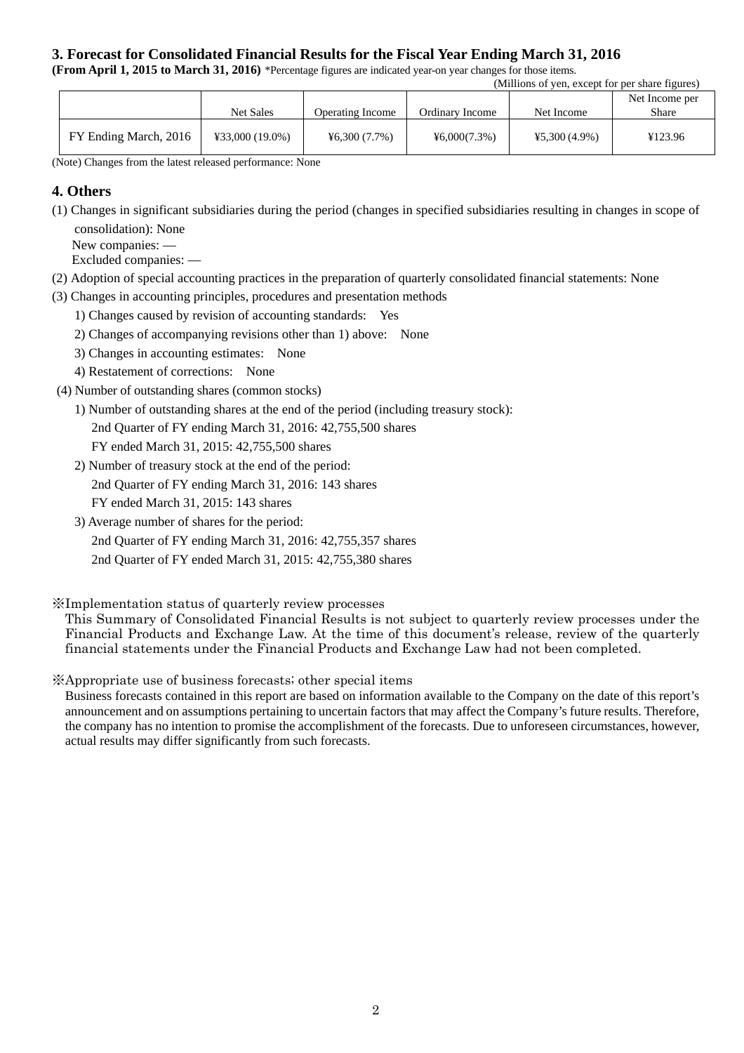## 3. Forecast for Consolidated Financial Results for the Fiscal Year Ending March 31, 2016

**(From April 1, 2015 to March 31, 2016)** *Percentage figures are indicated year-on year changes for those items.

(Millions of yen, except for per share figures)

| | Net Sales | Operating Income | Ordinary Income | Net Income | Net Income per Share |
|---|---|---|---|---|---|
| FY Ending March, 2016 | ¥33,000 (19.0%) | ¥6,300 (7.7%) | ¥6,000(7.3%) | ¥5,300 (4.9%) | ¥123.96 |

(Note) Changes from the latest released performance: None

## 4. Others

(1) Changes in significant subsidiaries during the period (changes in specified subsidiaries resulting in changes in scope of consolidation): None

New companies: —

Excluded companies: —

(2) Adoption of special accounting practices in the preparation of quarterly consolidated financial statements: None

(3) Changes in accounting principles, procedures and presentation methods

1) Changes caused by revision of accounting standards: Yes

2) Changes of accompanying revisions other than 1) above: None

3) Changes in accounting estimates: None

4) Restatement of corrections: None

(4) Number of outstanding shares (common stocks)

1) Number of outstanding shares at the end of the period (including treasury stock):

2nd Quarter of FY ending March 31, 2016: 42,755,500 shares

FY ended March 31, 2015: 42,755,500 shares

2) Number of treasury stock at the end of the period:

2nd Quarter of FY ending March 31, 2016: 143 shares

FY ended March 31, 2015: 143 shares

3) Average number of shares for the period:

2nd Quarter of FY ending March 31, 2016: 42,755,357 shares

2nd Quarter of FY ended March 31, 2015: 42,755,380 shares

※Implementation status of quarterly review processes

This Summary of Consolidated Financial Results is not subject to quarterly review processes under the Financial Products and Exchange Law. At the time of this document's release, review of the quarterly financial statements under the Financial Products and Exchange Law had not been completed.

※Appropriate use of business forecasts; other special items

Business forecasts contained in this report are based on information available to the Company on the date of this report's announcement and on assumptions pertaining to uncertain factors that may affect the Company's future results. Therefore, the company has no intention to promise the accomplishment of the forecasts. Due to unforeseen circumstances, however, actual results may differ significantly from such forecasts.